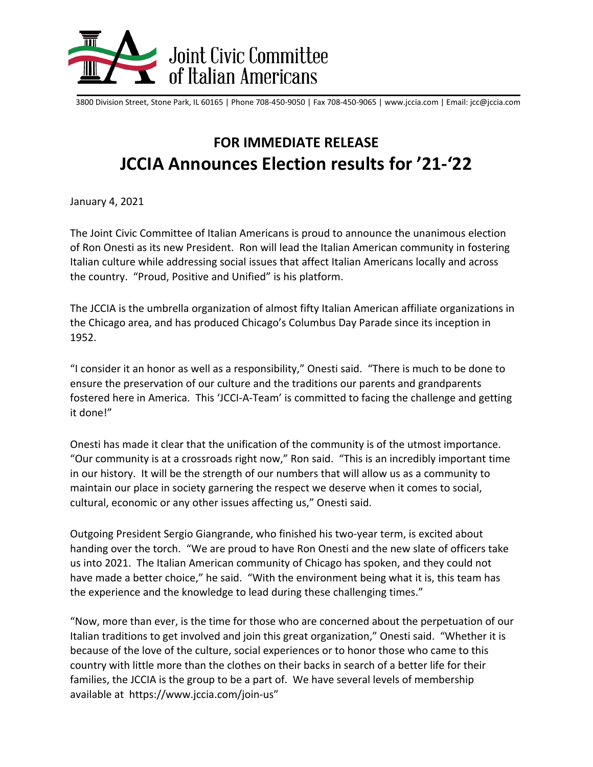Joint Civic Committee of Italian Americans

3800 Division Street, Stone Park, IL 60165 | Phone 708-450-9050 | Fax 708-450-9065 | www.jccia.com | Email: jcc@jccia.com

## FOR IMMEDIATE RELEASE

# JCCIA Announces Election results for '21-'22

January 4, 2021

The Joint Civic Committee of Italian Americans is proud to announce the unanimous election of Ron Onesti as its new President. Ron will lead the Italian American community in fostering Italian culture while addressing social issues that affect Italian Americans locally and across the country. "Proud, Positive and Unified" is his platform.

The JCCIA is the umbrella organization of almost fifty Italian American affiliate organizations in the Chicago area, and has produced Chicago's Columbus Day Parade since its inception in 1952.

"I consider it an honor as well as a responsibility," Onesti said. "There is much to be done to ensure the preservation of our culture and the traditions our parents and grandparents fostered here in America. This 'JCCI-A-Team' is committed to facing the challenge and getting it done!"

Onesti has made it clear that the unification of the community is of the utmost importance. "Our community is at a crossroads right now," Ron said. "This is an incredibly important time in our history. It will be the strength of our numbers that will allow us as a community to maintain our place in society garnering the respect we deserve when it comes to social, cultural, economic or any other issues affecting us," Onesti said.

Outgoing President Sergio Giangrande, who finished his two-year term, is excited about handing over the torch. "We are proud to have Ron Onesti and the new slate of officers take us into 2021. The Italian American community of Chicago has spoken, and they could not have made a better choice," he said. "With the environment being what it is, this team has the experience and the knowledge to lead during these challenging times."

"Now, more than ever, is the time for those who are concerned about the perpetuation of our Italian traditions to get involved and join this great organization," Onesti said. "Whether it is because of the love of the culture, social experiences or to honor those who came to this country with little more than the clothes on their backs in search of a better life for their families, the JCCIA is the group to be a part of. We have several levels of membership available at https://www.jccia.com/join-us"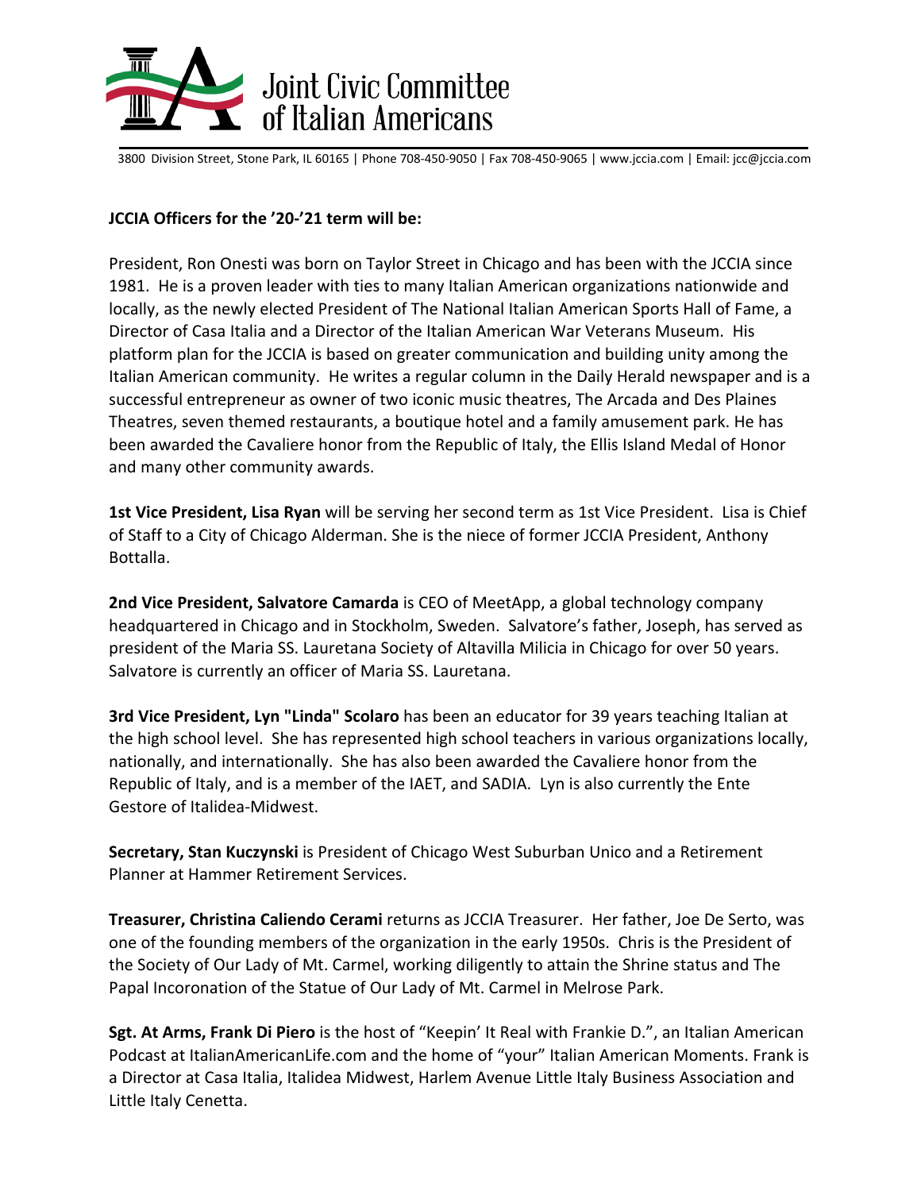# Joint Civic Committee of Italian Americans

3800 Division Street, Stone Park, IL 60165 | Phone 708-450-9050 | Fax 708-450-9065 | www.jccia.com | Email: jcc@jccia.com

**JCCIA Officers for the '20-'21 term will be:**

President, Ron Onesti was born on Taylor Street in Chicago and has been with the JCCIA since 1981. He is a proven leader with ties to many Italian American organizations nationwide and locally, as the newly elected President of The National Italian American Sports Hall of Fame, a Director of Casa Italia and a Director of the Italian American War Veterans Museum. His platform plan for the JCCIA is based on greater communication and building unity among the Italian American community. He writes a regular column in the Daily Herald newspaper and is a successful entrepreneur as owner of two iconic music theatres, The Arcada and Des Plaines Theatres, seven themed restaurants, a boutique hotel and a family amusement park. He has been awarded the Cavaliere honor from the Republic of Italy, the Ellis Island Medal of Honor and many other community awards.

**1st Vice President, Lisa Ryan** will be serving her second term as 1st Vice President. Lisa is Chief of Staff to a City of Chicago Alderman. She is the niece of former JCCIA President, Anthony Bottalla.

**2nd Vice President, Salvatore Camarda** is CEO of MeetApp, a global technology company headquartered in Chicago and in Stockholm, Sweden. Salvatore's father, Joseph, has served as president of the Maria SS. Lauretana Society of Altavilla Milicia in Chicago for over 50 years. Salvatore is currently an officer of Maria SS. Lauretana.

**3rd Vice President, Lyn "Linda" Scolaro** has been an educator for 39 years teaching Italian at the high school level. She has represented high school teachers in various organizations locally, nationally, and internationally. She has also been awarded the Cavaliere honor from the Republic of Italy, and is a member of the IAET, and SADIA. Lyn is also currently the Ente Gestore of Italidea-Midwest.

**Secretary, Stan Kuczynski** is President of Chicago West Suburban Unico and a Retirement Planner at Hammer Retirement Services.

**Treasurer, Christina Caliendo Cerami** returns as JCCIA Treasurer. Her father, Joe De Serto, was one of the founding members of the organization in the early 1950s. Chris is the President of the Society of Our Lady of Mt. Carmel, working diligently to attain the Shrine status and The Papal Incoronation of the Statue of Our Lady of Mt. Carmel in Melrose Park.

**Sgt. At Arms, Frank Di Piero** is the host of "Keepin' It Real with Frankie D.", an Italian American Podcast at ItalianAmericanLife.com and the home of "your" Italian American Moments. Frank is a Director at Casa Italia, Italidea Midwest, Harlem Avenue Little Italy Business Association and Little Italy Cenetta.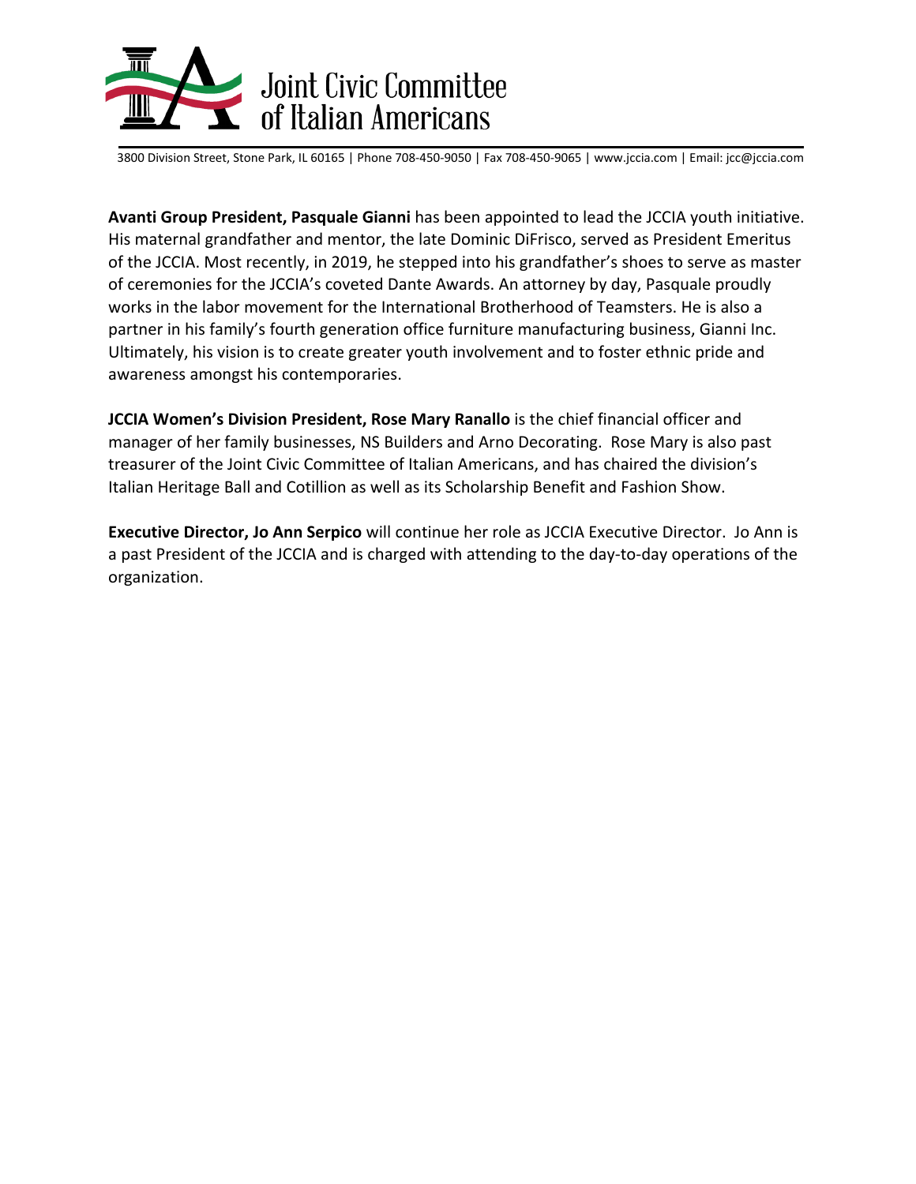Joint Civic Committee of Italian Americans

3800 Division Street, Stone Park, IL 60165 | Phone 708-450-9050 | Fax 708-450-9065 | www.jccia.com | Email: jcc@jccia.com

**Avanti Group President, Pasquale Gianni** has been appointed to lead the JCCIA youth initiative. His maternal grandfather and mentor, the late Dominic DiFrisco, served as President Emeritus of the JCCIA. Most recently, in 2019, he stepped into his grandfather's shoes to serve as master of ceremonies for the JCCIA's coveted Dante Awards. An attorney by day, Pasquale proudly works in the labor movement for the International Brotherhood of Teamsters. He is also a partner in his family's fourth generation office furniture manufacturing business, Gianni Inc. Ultimately, his vision is to create greater youth involvement and to foster ethnic pride and awareness amongst his contemporaries.

**JCCIA Women's Division President, Rose Mary Ranallo** is the chief financial officer and manager of her family businesses, NS Builders and Arno Decorating. Rose Mary is also past treasurer of the Joint Civic Committee of Italian Americans, and has chaired the division's Italian Heritage Ball and Cotillion as well as its Scholarship Benefit and Fashion Show.

**Executive Director, Jo Ann Serpico** will continue her role as JCCIA Executive Director. Jo Ann is a past President of the JCCIA and is charged with attending to the day-to-day operations of the organization.